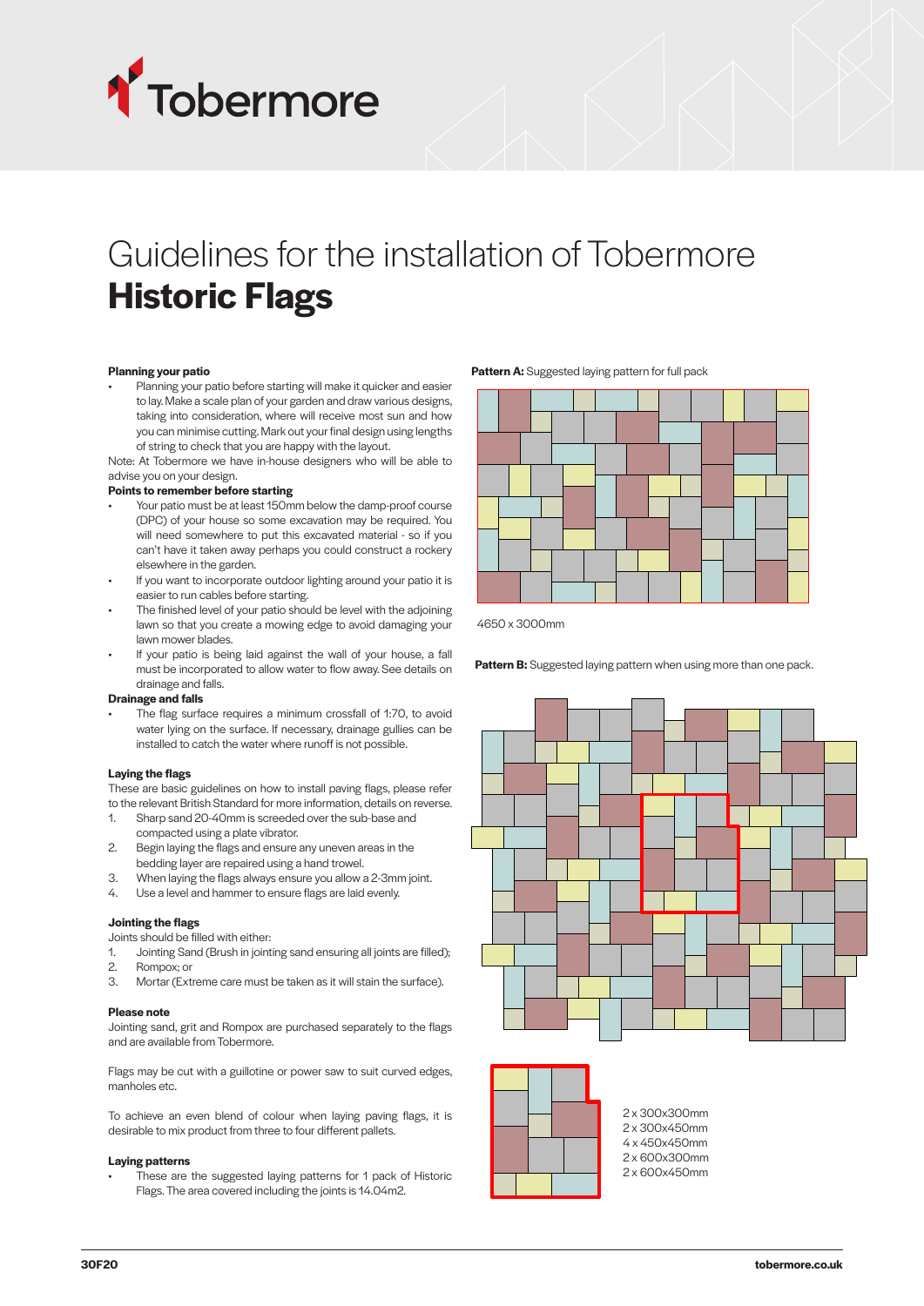# Guidelines for the installation of Tobermore **Historic Flags**

**Planning your patio**

- Planning your patio before starting will make it quicker and easier to lay. Make a scale plan of your garden and draw various designs, taking into consideration, where will receive most sun and how you can minimise cutting. Mark out your final design using lengths of string to check that you are happy with the layout.

Note: At Tobermore we have in-house designers who will be able to advise you on your design.

**Points to remember before starting**

- Your patio must be at least 150mm below the damp-proof course (DPC) of your house so some excavation may be required. You will need somewhere to put this excavated material - so if you can't have it taken away perhaps you could construct a rockery elsewhere in the garden.
- If you want to incorporate outdoor lighting around your patio it is easier to run cables before starting.
- The finished level of your patio should be level with the adjoining lawn so that you create a mowing edge to avoid damaging your lawn mower blades.
- If your patio is being laid against the wall of your house, a fall must be incorporated to allow water to flow away. See details on drainage and falls.

**Drainage and falls**

- The flag surface requires a minimum crossfall of 1:70, to avoid water lying on the surface. If necessary, drainage gullies can be installed to catch the water where runoff is not possible.

**Laying the flags**

These are basic guidelines on how to install paving flags, please refer to the relevant British Standard for more information, details on reverse.

1. Sharp sand 20-40mm is screeded over the sub-base and compacted using a plate vibrator.
2. Begin laying the flags and ensure any uneven areas in the bedding layer are repaired using a hand trowel.
3. When laying the flags always ensure you allow a 2-3mm joint.
4. Use a level and hammer to ensure flags are laid evenly.

**Jointing the flags**

Joints should be filled with either:

1. Jointing Sand (Brush in jointing sand ensuring all joints are filled);
2. Rompox; or
3. Mortar (Extreme care must be taken as it will stain the surface).

**Please note**

Jointing sand, grit and Rompox are purchased separately to the flags and are available from Tobermore.

Flags may be cut with a guillotine or power saw to suit curved edges, manholes etc.

To achieve an even blend of colour when laying paving flags, it is desirable to mix product from three to four different pallets.

**Laying patterns**

- These are the suggested laying patterns for 1 pack of Historic Flags. The area covered including the joints is 14.04m2.

**Pattern A:** Suggested laying pattern for full pack

4650 x 3000mm

**Pattern B:** Suggested laying pattern when using more than one pack.

2 x 300x300mm
2 x 300x450mm
4 x 450x450mm
2 x 600x300mm
2 x 600x450mm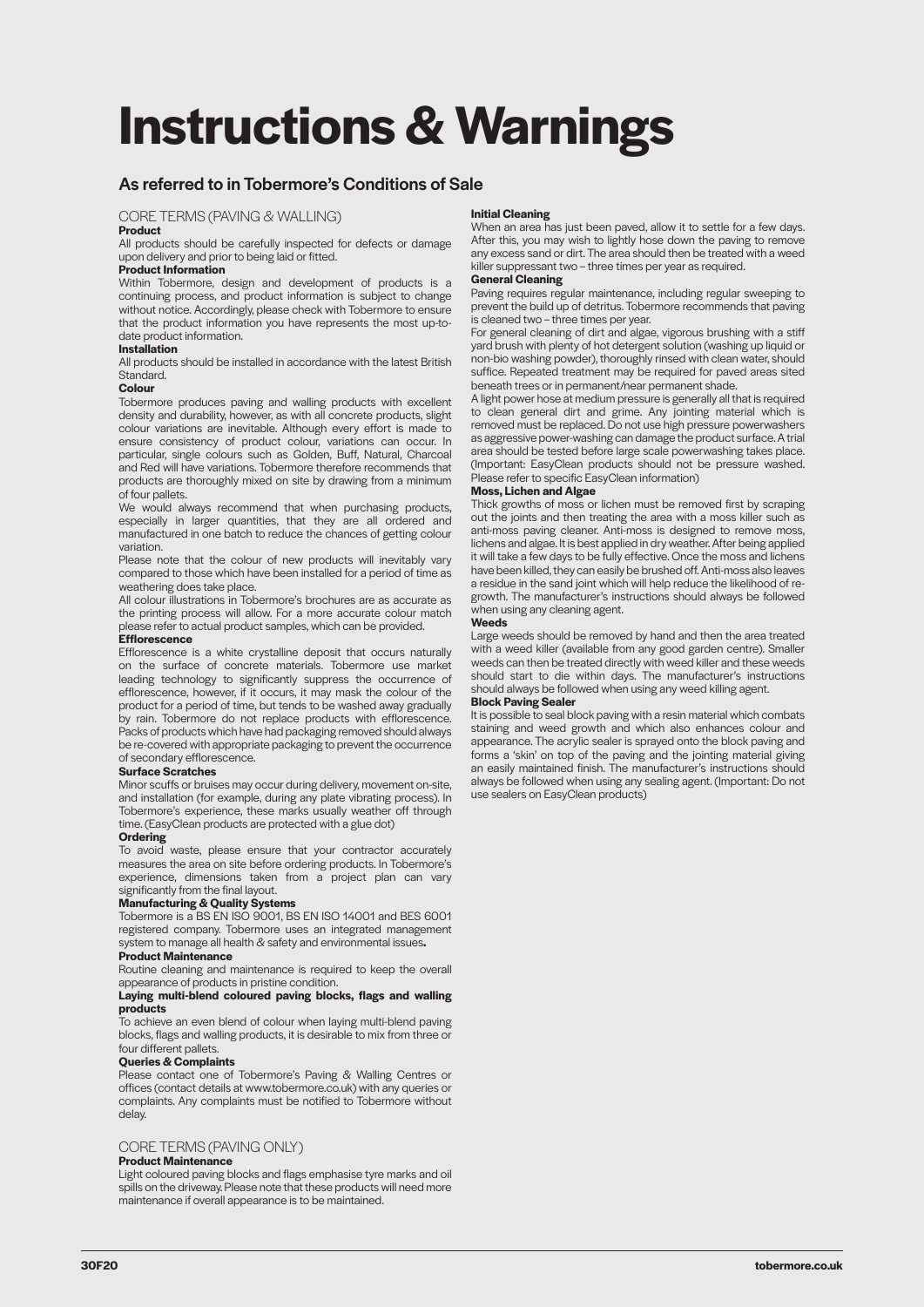# Instructions & Warnings

## As referred to in Tobermore's Conditions of Sale

### CORE TERMS (PAVING & WALLING)

**Product**

All products should be carefully inspected for defects or damage upon delivery and prior to being laid or fitted.

**Product Information**

Within Tobermore, design and development of products is a continuing process, and product information is subject to change without notice. Accordingly, please check with Tobermore to ensure that the product information you have represents the most up-to-date product information.

**Installation**

All products should be installed in accordance with the latest British Standard.

**Colour**

Tobermore produces paving and walling products with excellent density and durability, however, as with all concrete products, slight colour variations are inevitable. Although every effort is made to ensure consistency of product colour, variations can occur. In particular, single colours such as Golden, Buff, Natural, Charcoal and Red will have variations. Tobermore therefore recommends that products are thoroughly mixed on site by drawing from a minimum of four pallets.

We would always recommend that when purchasing products, especially in larger quantities, that they are all ordered and manufactured in one batch to reduce the chances of getting colour variation.

Please note that the colour of new products will inevitably vary compared to those which have been installed for a period of time as weathering does take place.

All colour illustrations in Tobermore's brochures are as accurate as the printing process will allow. For a more accurate colour match please refer to actual product samples, which can be provided.

**Efflorescence**

Efflorescence is a white crystalline deposit that occurs naturally on the surface of concrete materials. Tobermore use market leading technology to significantly suppress the occurrence of efflorescence, however, if it occurs, it may mask the colour of the product for a period of time, but tends to be washed away gradually by rain. Tobermore do not replace products with efflorescence. Packs of products which have had packaging removed should always be re-covered with appropriate packaging to prevent the occurrence of secondary efflorescence.

**Surface Scratches**

Minor scuffs or bruises may occur during delivery, movement on-site, and installation (for example, during any plate vibrating process). In Tobermore's experience, these marks usually weather off through time. (EasyClean products are protected with a glue dot)

**Ordering**

To avoid waste, please ensure that your contractor accurately measures the area on site before ordering products. In Tobermore's experience, dimensions taken from a project plan can vary significantly from the final layout.

**Manufacturing & Quality Systems**

Tobermore is a BS EN ISO 9001, BS EN ISO 14001 and BES 6001 registered company. Tobermore uses an integrated management system to manage all health & safety and environmental issues**.**

**Product Maintenance**

Routine cleaning and maintenance is required to keep the overall appearance of products in pristine condition.

**Laying multi-blend coloured paving blocks, flags and walling products**

To achieve an even blend of colour when laying multi-blend paving blocks, flags and walling products, it is desirable to mix from three or four different pallets.

**Queries & Complaints**

Please contact one of Tobermore's Paving & Walling Centres or offices (contact details at www.tobermore.co.uk) with any queries or complaints. Any complaints must be notified to Tobermore without delay.

### CORE TERMS (PAVING ONLY)

**Product Maintenance**

Light coloured paving blocks and flags emphasise tyre marks and oil spills on the driveway. Please note that these products will need more maintenance if overall appearance is to be maintained.

**Initial Cleaning**

When an area has just been paved, allow it to settle for a few days. After this, you may wish to lightly hose down the paving to remove any excess sand or dirt. The area should then be treated with a weed killer suppressant two – three times per year as required.

**General Cleaning**

Paving requires regular maintenance, including regular sweeping to prevent the build up of detritus. Tobermore recommends that paving is cleaned two – three times per year.

For general cleaning of dirt and algae, vigorous brushing with a stiff yard brush with plenty of hot detergent solution (washing up liquid or non-bio washing powder), thoroughly rinsed with clean water, should suffice. Repeated treatment may be required for paved areas sited beneath trees or in permanent/near permanent shade.

A light power hose at medium pressure is generally all that is required to clean general dirt and grime. Any jointing material which is removed must be replaced. Do not use high pressure powerwashers as aggressive power-washing can damage the product surface. A trial area should be tested before large scale powerwashing takes place. (Important: EasyClean products should not be pressure washed. Please refer to specific EasyClean information)

**Moss, Lichen and Algae**

Thick growths of moss or lichen must be removed first by scraping out the joints and then treating the area with a moss killer such as anti-moss paving cleaner. Anti-moss is designed to remove moss, lichens and algae. It is best applied in dry weather. After being applied it will take a few days to be fully effective. Once the moss and lichens have been killed, they can easily be brushed off. Anti-moss also leaves a residue in the sand joint which will help reduce the likelihood of re-growth. The manufacturer's instructions should always be followed when using any cleaning agent.

**Weeds**

Large weeds should be removed by hand and then the area treated with a weed killer (available from any good garden centre). Smaller weeds can then be treated directly with weed killer and these weeds should start to die within days. The manufacturer's instructions should always be followed when using any weed killing agent.

**Block Paving Sealer**

It is possible to seal block paving with a resin material which combats staining and weed growth and which also enhances colour and appearance. The acrylic sealer is sprayed onto the block paving and forms a 'skin' on top of the paving and the jointing material giving an easily maintained finish. The manufacturer's instructions should always be followed when using any sealing agent. (Important: Do not use sealers on EasyClean products)